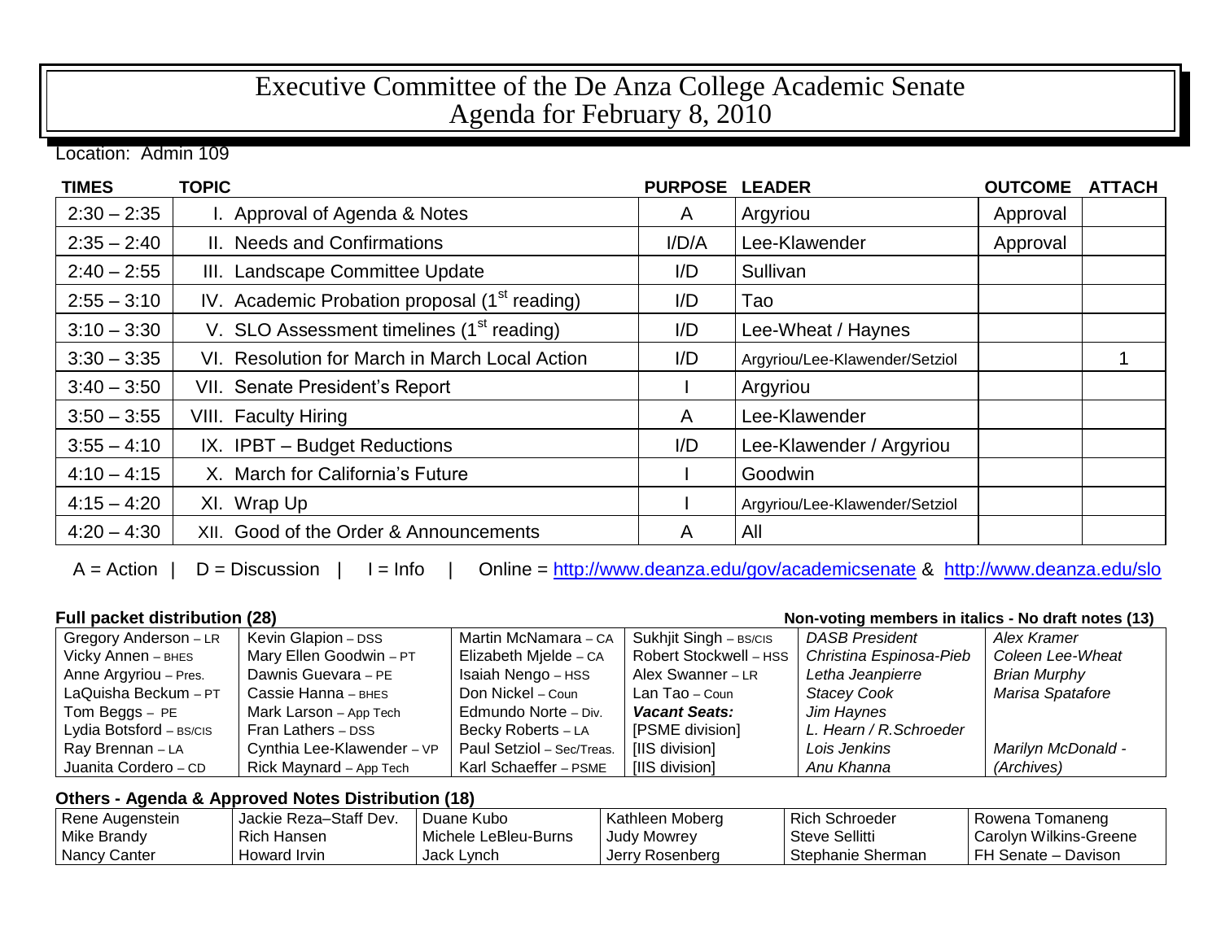# Executive Committee of the De Anza College Academic Senate
## Agenda for February 8, 2010

Location: Admin 109

| TIMES | TOPIC | PURPOSE | LEADER | OUTCOME | ATTACH |
|---|---|---|---|---|---|
| 2:30 – 2:35 | I. Approval of Agenda & Notes | A | Argyriou | Approval | |
| 2:35 – 2:40 | II. Needs and Confirmations | I/D/A | Lee-Klawender | Approval | |
| 2:40 – 2:55 | III. Landscape Committee Update | I/D | Sullivan | | |
| 2:55 – 3:10 | IV. Academic Probation proposal (1st reading) | I/D | Tao | | |
| 3:10 – 3:30 | V. SLO Assessment timelines (1st reading) | I/D | Lee-Wheat / Haynes | | |
| 3:30 – 3:35 | VI. Resolution for March in March Local Action | I/D | Argyriou/Lee-Klawender/Setziol | | 1 |
| 3:40 – 3:50 | VII. Senate President's Report | I | Argyriou | | |
| 3:50 – 3:55 | VIII. Faculty Hiring | A | Lee-Klawender | | |
| 3:55 – 4:10 | IX. IPBT – Budget Reductions | I/D | Lee-Klawender / Argyriou | | |
| 4:10 – 4:15 | X. March for California's Future | I | Goodwin | | |
| 4:15 – 4:20 | XI. Wrap Up | I | Argyriou/Lee-Klawender/Setziol | | |
| 4:20 – 4:30 | XII. Good of the Order & Announcements | A | All | | |

A = Action | D = Discussion | I = Info | Online = http://www.deanza.edu/gov/academicsenate & http://www.deanza.edu/slo

**Full packet distribution (28)** — **Non-voting members in italics - No draft notes (13)**

| | | | | | |
|---|---|---|---|---|---|
| Gregory Anderson – LR | Kevin Glapion – DSS | Martin McNamara – CA | Sukhjit Singh – BS/CIS | *DASB President* | *Alex Kramer* |
| Vicky Annen – BHES | Mary Ellen Goodwin – PT | Elizabeth Mjelde – CA | Robert Stockwell – HSS | *Christina Espinosa-Pieb* | *Coleen Lee-Wheat* |
| Anne Argyriou – Pres. | Dawnis Guevara – PE | Isaiah Nengo – HSS | Alex Swanner – LR | *Letha Jeanpierre* | *Brian Murphy* |
| LaQuisha Beckum – PT | Cassie Hanna – BHES | Don Nickel – Coun | Lan Tao – Coun | *Stacey Cook* | *Marisa Spatafore* |
| Tom Beggs – PE | Mark Larson – App Tech | Edmundo Norte – Div. | ***Vacant Seats:*** | *Jim Haynes* | |
| Lydia Botsford – BS/CIS | Fran Lathers – DSS | Becky Roberts – LA | [PSME division] | *L. Hearn / R.Schroeder* | |
| Ray Brennan – LA | Cynthia Lee-Klawender – VP | Paul Setziol – Sec/Treas. | [IIS division] | *Lois Jenkins* | *Marilyn McDonald -* |
| Juanita Cordero – CD | Rick Maynard – App Tech | Karl Schaeffer – PSME | [IIS division] | *Anu Khanna* | *(Archives)* |

**Others - Agenda & Approved Notes Distribution (18)**

| | | | | | |
|---|---|---|---|---|---|
| Rene Augenstein | Jackie Reza–Staff Dev. | Duane Kubo | Kathleen Moberg | Rich Schroeder | Rowena Tomaneng |
| Mike Brandy | Rich Hansen | Michele LeBleu-Burns | Judy Mowrey | Steve Sellitti | Carolyn Wilkins-Greene |
| Nancy Canter | Howard Irvin | Jack Lynch | Jerry Rosenberg | Stephanie Sherman | FH Senate – Davison |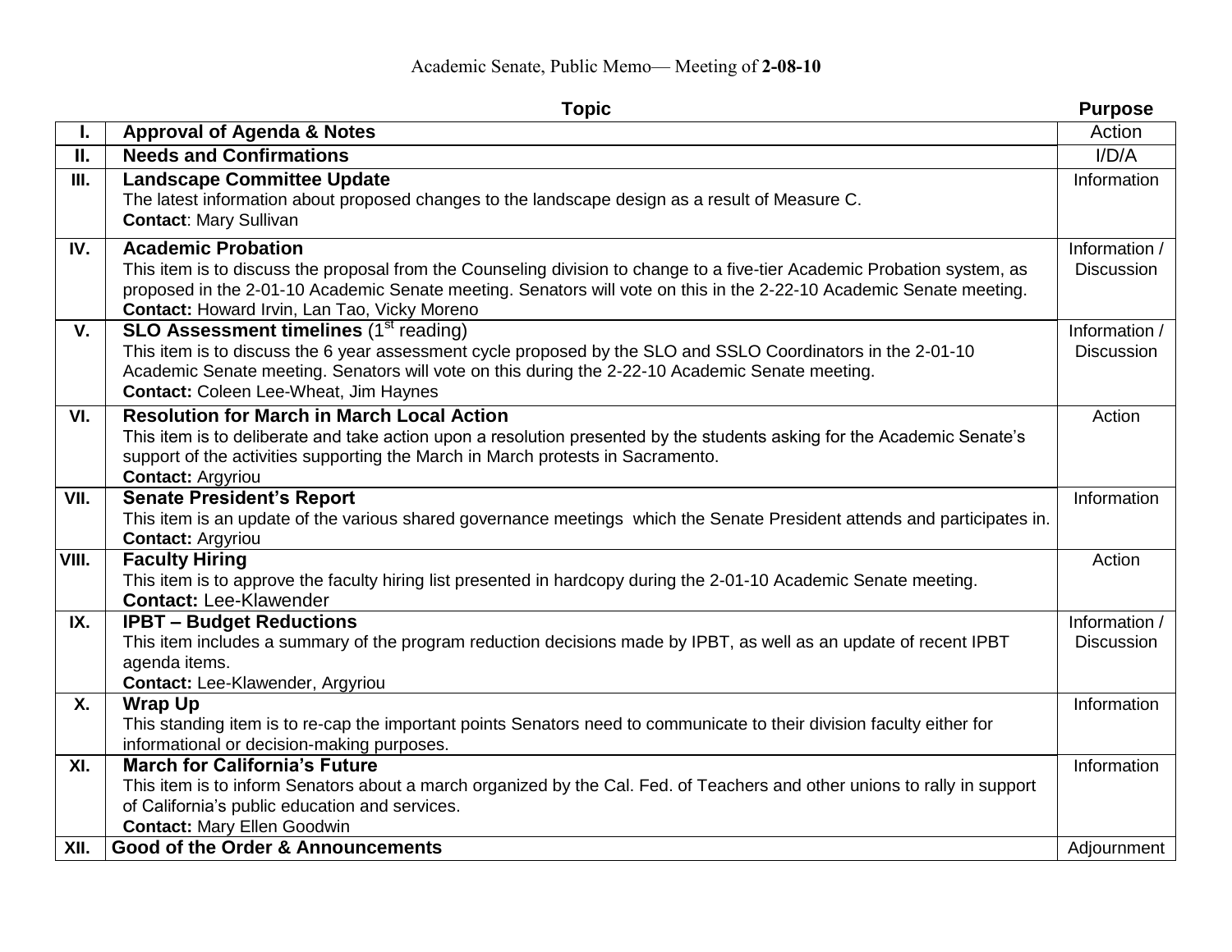Academic Senate, Public Memo— Meeting of **2-08-10**

| | Topic | Purpose |
|---|---|---|
| I. | **Approval of Agenda & Notes** | Action |
| II. | **Needs and Confirmations** | I/D/A |
| III. | **Landscape Committee Update**<br>The latest information about proposed changes to the landscape design as a result of Measure C.<br>**Contact**: Mary Sullivan | Information |
| IV. | **Academic Probation**<br>This item is to discuss the proposal from the Counseling division to change to a five-tier Academic Probation system, as proposed in the 2-01-10 Academic Senate meeting. Senators will vote on this in the 2-22-10 Academic Senate meeting.<br>**Contact:** Howard Irvin, Lan Tao, Vicky Moreno | Information / Discussion |
| V. | **SLO Assessment timelines** (1st reading)<br>This item is to discuss the 6 year assessment cycle proposed by the SLO and SSLO Coordinators in the 2-01-10 Academic Senate meeting. Senators will vote on this during the 2-22-10 Academic Senate meeting.<br>**Contact:** Coleen Lee-Wheat, Jim Haynes | Information / Discussion |
| VI. | **Resolution for March in March Local Action**<br>This item is to deliberate and take action upon a resolution presented by the students asking for the Academic Senate's support of the activities supporting the March in March protests in Sacramento.<br>**Contact:** Argyriou | Action |
| VII. | **Senate President's Report**<br>This item is an update of the various shared governance meetings which the Senate President attends and participates in.<br>**Contact:** Argyriou | Information |
| VIII. | **Faculty Hiring**<br>This item is to approve the faculty hiring list presented in hardcopy during the 2-01-10 Academic Senate meeting.<br>**Contact:** Lee-Klawender | Action |
| IX. | **IPBT – Budget Reductions**<br>This item includes a summary of the program reduction decisions made by IPBT, as well as an update of recent IPBT agenda items.<br>**Contact:** Lee-Klawender, Argyriou | Information / Discussion |
| X. | **Wrap Up**<br>This standing item is to re-cap the important points Senators need to communicate to their division faculty either for informational or decision-making purposes. | Information |
| XI. | **March for California's Future**<br>This item is to inform Senators about a march organized by the Cal. Fed. of Teachers and other unions to rally in support of California's public education and services.<br>**Contact:** Mary Ellen Goodwin | Information |
| XII. | **Good of the Order & Announcements** | Adjournment |